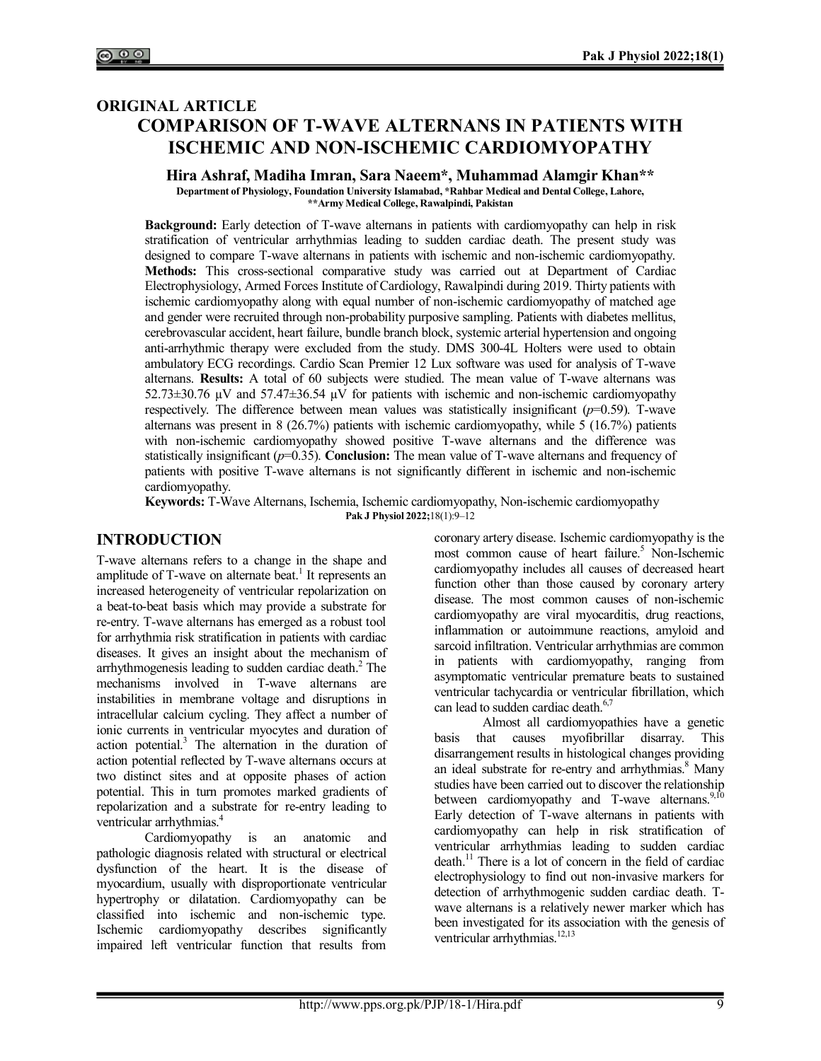ORIGINAL ARTICLE

# COMPARISON OF T-WAVE ALTERNANS IN PATIENTS WITH ISCHEMIC AND NON-ISCHEMIC CARDIOMYOPATHY

**Hira Ashraf, Madiha Imran, Sara Naeem*, Muhammad Alamgir Khan****

**Department of Physiology, Foundation University Islamabad, *Rahbar Medical and Dental College, Lahore, **Army Medical College, Rawalpindi, Pakistan**

**Background:** Early detection of T-wave alternans in patients with cardiomyopathy can help in risk stratification of ventricular arrhythmias leading to sudden cardiac death. The present study was designed to compare T-wave alternans in patients with ischemic and non-ischemic cardiomyopathy. **Methods:** This cross-sectional comparative study was carried out at Department of Cardiac Electrophysiology, Armed Forces Institute of Cardiology, Rawalpindi during 2019. Thirty patients with ischemic cardiomyopathy along with equal number of non-ischemic cardiomyopathy of matched age and gender were recruited through non-probability purposive sampling. Patients with diabetes mellitus, cerebrovascular accident, heart failure, bundle branch block, systemic arterial hypertension and ongoing anti-arrhythmic therapy were excluded from the study. DMS 300-4L Holters were used to obtain ambulatory ECG recordings. Cardio Scan Premier 12 Lux software was used for analysis of T-wave alternans. **Results:** A total of 60 subjects were studied. The mean value of T-wave alternans was 52.73±30.76 µV and 57.47±36.54 µV for patients with ischemic and non-ischemic cardiomyopathy respectively. The difference between mean values was statistically insignificant (*p*=0.59). T-wave alternans was present in 8 (26.7%) patients with ischemic cardiomyopathy, while 5 (16.7%) patients with non-ischemic cardiomyopathy showed positive T-wave alternans and the difference was statistically insignificant (*p*=0.35). **Conclusion:** The mean value of T-wave alternans and frequency of patients with positive T-wave alternans is not significantly different in ischemic and non-ischemic cardiomyopathy.

**Keywords:** T-Wave Alternans, Ischemia, Ischemic cardiomyopathy, Non-ischemic cardiomyopathy

**Pak J Physiol 2022;**18(1):9–12

## INTRODUCTION

T-wave alternans refers to a change in the shape and amplitude of T-wave on alternate beat.[1] It represents an increased heterogeneity of ventricular repolarization on a beat-to-beat basis which may provide a substrate for re-entry. T-wave alternans has emerged as a robust tool for arrhythmia risk stratification in patients with cardiac diseases. It gives an insight about the mechanism of arrhythmogenesis leading to sudden cardiac death.[2] The mechanisms involved in T-wave alternans are instabilities in membrane voltage and disruptions in intracellular calcium cycling. They affect a number of ionic currents in ventricular myocytes and duration of action potential.[3] The alternation in the duration of action potential reflected by T-wave alternans occurs at two distinct sites and at opposite phases of action potential. This in turn promotes marked gradients of repolarization and a substrate for re-entry leading to ventricular arrhythmias.[4]

Cardiomyopathy is an anatomic and pathologic diagnosis related with structural or electrical dysfunction of the heart. It is the disease of myocardium, usually with disproportionate ventricular hypertrophy or dilatation. Cardiomyopathy can be classified into ischemic and non-ischemic type. Ischemic cardiomyopathy describes significantly impaired left ventricular function that results from coronary artery disease. Ischemic cardiomyopathy is the most common cause of heart failure.[5] Non-Ischemic cardiomyopathy includes all causes of decreased heart function other than those caused by coronary artery disease. The most common causes of non-ischemic cardiomyopathy are viral myocarditis, drug reactions, inflammation or autoimmune reactions, amyloid and sarcoid infiltration. Ventricular arrhythmias are common in patients with cardiomyopathy, ranging from asymptomatic ventricular premature beats to sustained ventricular tachycardia or ventricular fibrillation, which can lead to sudden cardiac death.[6,7]

Almost all cardiomyopathies have a genetic basis that causes myofibrillar disarray. This disarrangement results in histological changes providing an ideal substrate for re-entry and arrhythmias.[8] Many studies have been carried out to discover the relationship between cardiomyopathy and T-wave alternans.[9,10] Early detection of T-wave alternans in patients with cardiomyopathy can help in risk stratification of ventricular arrhythmias leading to sudden cardiac death.[11] There is a lot of concern in the field of cardiac electrophysiology to find out non-invasive markers for detection of arrhythmogenic sudden cardiac death. T-wave alternans is a relatively newer marker which has been investigated for its association with the genesis of ventricular arrhythmias.[12,13]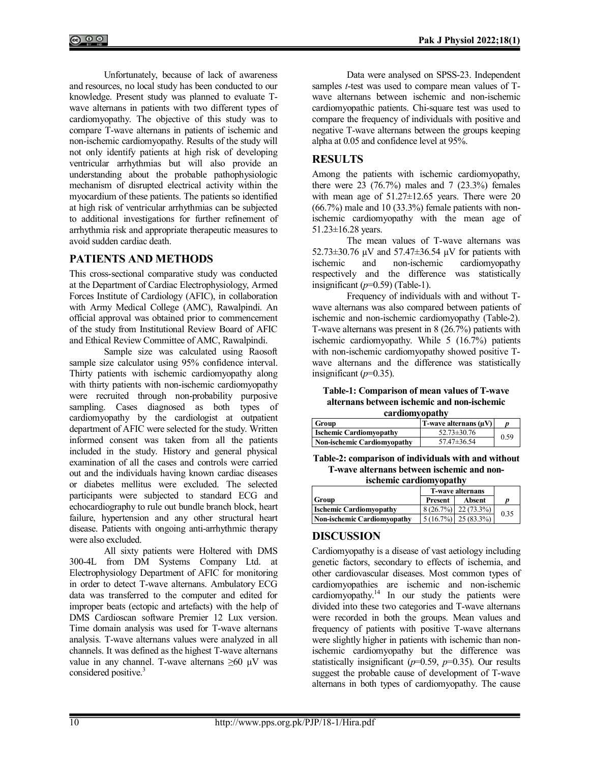Unfortunately, because of lack of awareness and resources, no local study has been conducted to our knowledge. Present study was planned to evaluate T-wave alternans in patients with two different types of cardiomyopathy. The objective of this study was to compare T-wave alternans in patients of ischemic and non-ischemic cardiomyopathy. Results of the study will not only identify patients at high risk of developing ventricular arrhythmias but will also provide an understanding about the probable pathophysiologic mechanism of disrupted electrical activity within the myocardium of these patients. The patients so identified at high risk of ventricular arrhythmias can be subjected to additional investigations for further refinement of arrhythmia risk and appropriate therapeutic measures to avoid sudden cardiac death.

## PATIENTS AND METHODS

This cross-sectional comparative study was conducted at the Department of Cardiac Electrophysiology, Armed Forces Institute of Cardiology (AFIC), in collaboration with Army Medical College (AMC), Rawalpindi. An official approval was obtained prior to commencement of the study from Institutional Review Board of AFIC and Ethical Review Committee of AMC, Rawalpindi.

Sample size was calculated using Raosoft sample size calculator using 95% confidence interval. Thirty patients with ischemic cardiomyopathy along with thirty patients with non-ischemic cardiomyopathy were recruited through non-probability purposive sampling. Cases diagnosed as both types of cardiomyopathy by the cardiologist at outpatient department of AFIC were selected for the study. Written informed consent was taken from all the patients included in the study. History and general physical examination of all the cases and controls were carried out and the individuals having known cardiac diseases or diabetes mellitus were excluded. The selected participants were subjected to standard ECG and echocardiography to rule out bundle branch block, heart failure, hypertension and any other structural heart disease. Patients with ongoing anti-arrhythmic therapy were also excluded.

All sixty patients were Holtered with DMS 300-4L from DM Systems Company Ltd. at Electrophysiology Department of AFIC for monitoring in order to detect T-wave alternans. Ambulatory ECG data was transferred to the computer and edited for improper beats (ectopic and artefacts) with the help of DMS Cardioscan software Premier 12 Lux version. Time domain analysis was used for T-wave alternans analysis. T-wave alternans values were analyzed in all channels. It was defined as the highest T-wave alternans value in any channel. T-wave alternans ≥60 μV was considered positive.[3]

Data were analysed on SPSS-23. Independent samples *t*-test was used to compare mean values of T-wave alternans between ischemic and non-ischemic cardiomyopathic patients. Chi-square test was used to compare the frequency of individuals with positive and negative T-wave alternans between the groups keeping alpha at 0.05 and confidence level at 95%.

## RESULTS

Among the patients with ischemic cardiomyopathy, there were 23 (76.7%) males and 7 (23.3%) females with mean age of 51.27±12.65 years. There were 20 (66.7%) male and 10 (33.3%) female patients with non-ischemic cardiomyopathy with the mean age of 51.23±16.28 years.

The mean values of T-wave alternans was 52.73±30.76 μV and 57.47±36.54 μV for patients with ischemic and non-ischemic cardiomyopathy respectively and the difference was statistically insignificant ($p$=0.59) (Table-1).

Frequency of individuals with and without T-wave alternans was also compared between patients of ischemic and non-ischemic cardiomyopathy (Table-2). T-wave alternans was present in 8 (26.7%) patients with ischemic cardiomyopathy. While 5 (16.7%) patients with non-ischemic cardiomyopathy showed positive T-wave alternans and the difference was statistically insignificant ($p$=0.35).

**Table-1: Comparison of mean values of T-wave alternans between ischemic and non-ischemic cardiomyopathy**

| Group | T-wave alternans (μV) | *p* |
|---|---|---|
| Ischemic Cardiomyopathy | 52.73±30.76 | 0.59 |
| Non-ischemic Cardiomyopathy | 57.47±36.54 | |

**Table-2: comparison of individuals with and without T-wave alternans between ischemic and non-ischemic cardiomyopathy**

| Group | T-wave alternans | | *p* |
|---|---|---|---|
| | Present | Absent | |
| Ischemic Cardiomyopathy | 8 (26.7%) | 22 (73.3%) | 0.35 |
| Non-ischemic Cardiomyopathy | 5 (16.7%) | 25 (83.3%) | |

## DISCUSSION

Cardiomyopathy is a disease of vast aetiology including genetic factors, secondary to effects of ischemia, and other cardiovascular diseases. Most common types of cardiomyopathies are ischemic and non-ischemic cardiomyopathy.[14] In our study the patients were divided into these two categories and T-wave alternans were recorded in both the groups. Mean values and frequency of patients with positive T-wave alternans were slightly higher in patients with ischemic than non-ischemic cardiomyopathy but the difference was statistically insignificant ($p$=0.59, $p$=0.35). Our results suggest the probable cause of development of T-wave alternans in both types of cardiomyopathy. The cause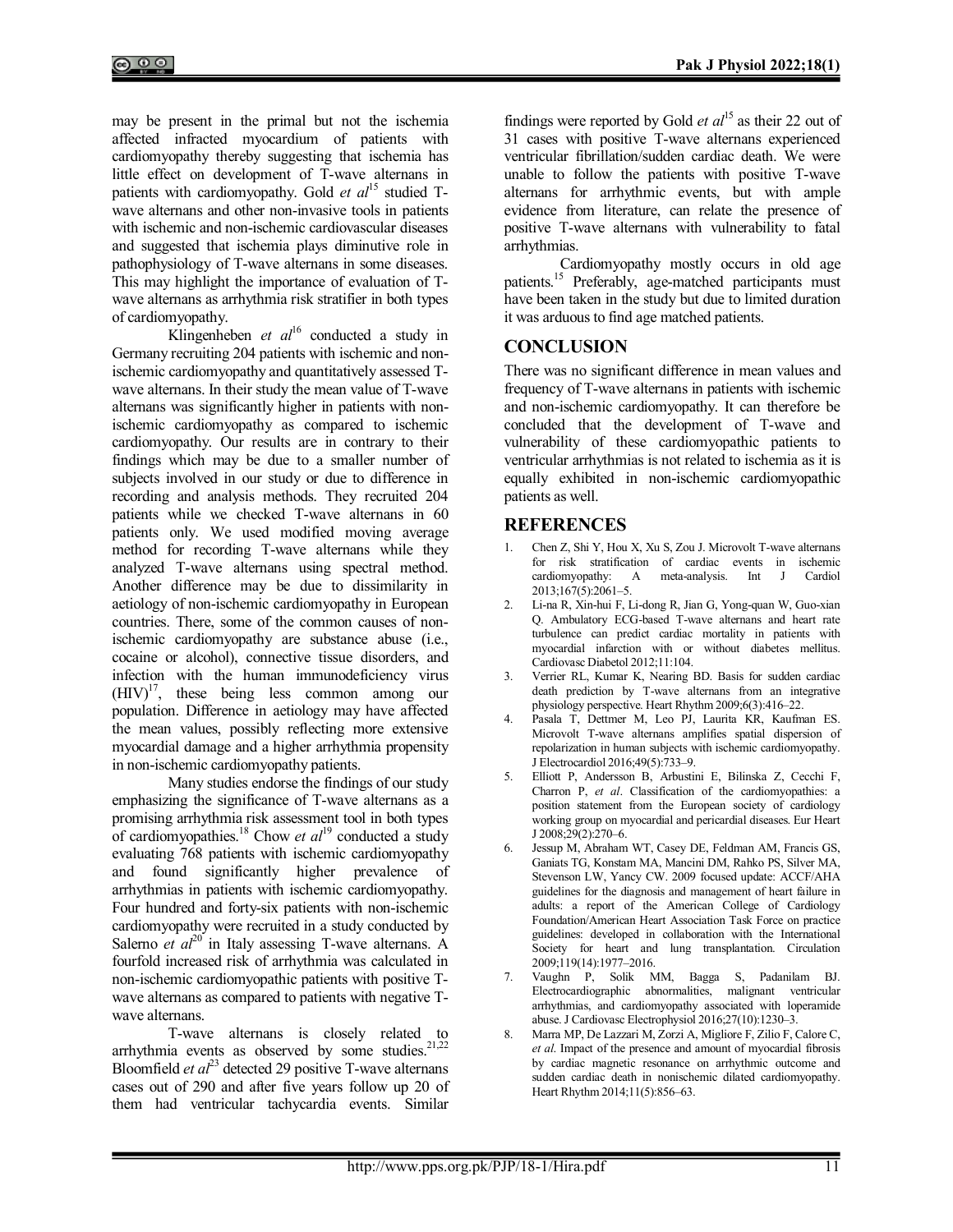may be present in the primal but not the ischemia affected infracted myocardium of patients with cardiomyopathy thereby suggesting that ischemia has little effect on development of T-wave alternans in patients with cardiomyopathy. Gold *et al*[15] studied T-wave alternans and other non-invasive tools in patients with ischemic and non-ischemic cardiovascular diseases and suggested that ischemia plays diminutive role in pathophysiology of T-wave alternans in some diseases. This may highlight the importance of evaluation of T-wave alternans as arrhythmia risk stratifier in both types of cardiomyopathy.

Klingenheben *et al*[16] conducted a study in Germany recruiting 204 patients with ischemic and non-ischemic cardiomyopathy and quantitatively assessed T-wave alternans. In their study the mean value of T-wave alternans was significantly higher in patients with non-ischemic cardiomyopathy as compared to ischemic cardiomyopathy. Our results are in contrary to their findings which may be due to a smaller number of subjects involved in our study or due to difference in recording and analysis methods. They recruited 204 patients while we checked T-wave alternans in 60 patients only. We used modified moving average method for recording T-wave alternans while they analyzed T-wave alternans using spectral method. Another difference may be due to dissimilarity in aetiology of non-ischemic cardiomyopathy in European countries. There, some of the common causes of non-ischemic cardiomyopathy are substance abuse (i.e., cocaine or alcohol), connective tissue disorders, and infection with the human immunodeficiency virus (HIV)[17], these being less common among our population. Difference in aetiology may have affected the mean values, possibly reflecting more extensive myocardial damage and a higher arrhythmia propensity in non-ischemic cardiomyopathy patients.

Many studies endorse the findings of our study emphasizing the significance of T-wave alternans as a promising arrhythmia risk assessment tool in both types of cardiomyopathies.[18] Chow *et al*[19] conducted a study evaluating 768 patients with ischemic cardiomyopathy and found significantly higher prevalence of arrhythmias in patients with ischemic cardiomyopathy. Four hundred and forty-six patients with non-ischemic cardiomyopathy were recruited in a study conducted by Salerno *et al*[20] in Italy assessing T-wave alternans. A fourfold increased risk of arrhythmia was calculated in non-ischemic cardiomyopathic patients with positive T-wave alternans as compared to patients with negative T-wave alternans.

T-wave alternans is closely related to arrhythmia events as observed by some studies.[21,22] Bloomfield *et al*[23] detected 29 positive T-wave alternans cases out of 290 and after five years follow up 20 of them had ventricular tachycardia events. Similar findings were reported by Gold *et al*[15] as their 22 out of 31 cases with positive T-wave alternans experienced ventricular fibrillation/sudden cardiac death. We were unable to follow the patients with positive T-wave alternans for arrhythmic events, but with ample evidence from literature, can relate the presence of positive T-wave alternans with vulnerability to fatal arrhythmias.

Cardiomyopathy mostly occurs in old age patients.[15] Preferably, age-matched participants must have been taken in the study but due to limited duration it was arduous to find age matched patients.

## CONCLUSION

There was no significant difference in mean values and frequency of T-wave alternans in patients with ischemic and non-ischemic cardiomyopathy. It can therefore be concluded that the development of T-wave and vulnerability of these cardiomyopathic patients to ventricular arrhythmias is not related to ischemia as it is equally exhibited in non-ischemic cardiomyopathic patients as well.

## REFERENCES

1. Chen Z, Shi Y, Hou X, Xu S, Zou J. Microvolt T-wave alternans for risk stratification of cardiac events in ischemic cardiomyopathy: A meta-analysis. Int J Cardiol 2013;167(5):2061–5.
2. Li-na R, Xin-hui F, Li-dong R, Jian G, Yong-quan W, Guo-xian Q. Ambulatory ECG-based T-wave alternans and heart rate turbulence can predict cardiac mortality in patients with myocardial infarction with or without diabetes mellitus. Cardiovasc Diabetol 2012;11:104.
3. Verrier RL, Kumar K, Nearing BD. Basis for sudden cardiac death prediction by T-wave alternans from an integrative physiology perspective. Heart Rhythm 2009;6(3):416–22.
4. Pasala T, Dettmer M, Leo PJ, Laurita KR, Kaufman ES. Microvolt T-wave alternans amplifies spatial dispersion of repolarization in human subjects with ischemic cardiomyopathy. J Electrocardiol 2016;49(5):733–9.
5. Elliott P, Andersson B, Arbustini E, Bilinska Z, Cecchi F, Charron P, *et al*. Classification of the cardiomyopathies: a position statement from the European society of cardiology working group on myocardial and pericardial diseases. Eur Heart J 2008;29(2):270–6.
6. Jessup M, Abraham WT, Casey DE, Feldman AM, Francis GS, Ganiats TG, Konstam MA, Mancini DM, Rahko PS, Silver MA, Stevenson LW, Yancy CW. 2009 focused update: ACCF/AHA guidelines for the diagnosis and management of heart failure in adults: a report of the American College of Cardiology Foundation/American Heart Association Task Force on practice guidelines: developed in collaboration with the International Society for heart and lung transplantation. Circulation 2009;119(14):1977–2016.
7. Vaughn P, Solik MM, Bagga S, Padanilam BJ. Electrocardiographic abnormalities, malignant ventricular arrhythmias, and cardiomyopathy associated with loperamide abuse. J Cardiovasc Electrophysiol 2016;27(10):1230–3.
8. Marra MP, De Lazzari M, Zorzi A, Migliore F, Zilio F, Calore C, *et al*. Impact of the presence and amount of myocardial fibrosis by cardiac magnetic resonance on arrhythmic outcome and sudden cardiac death in nonischemic dilated cardiomyopathy. Heart Rhythm 2014;11(5):856–63.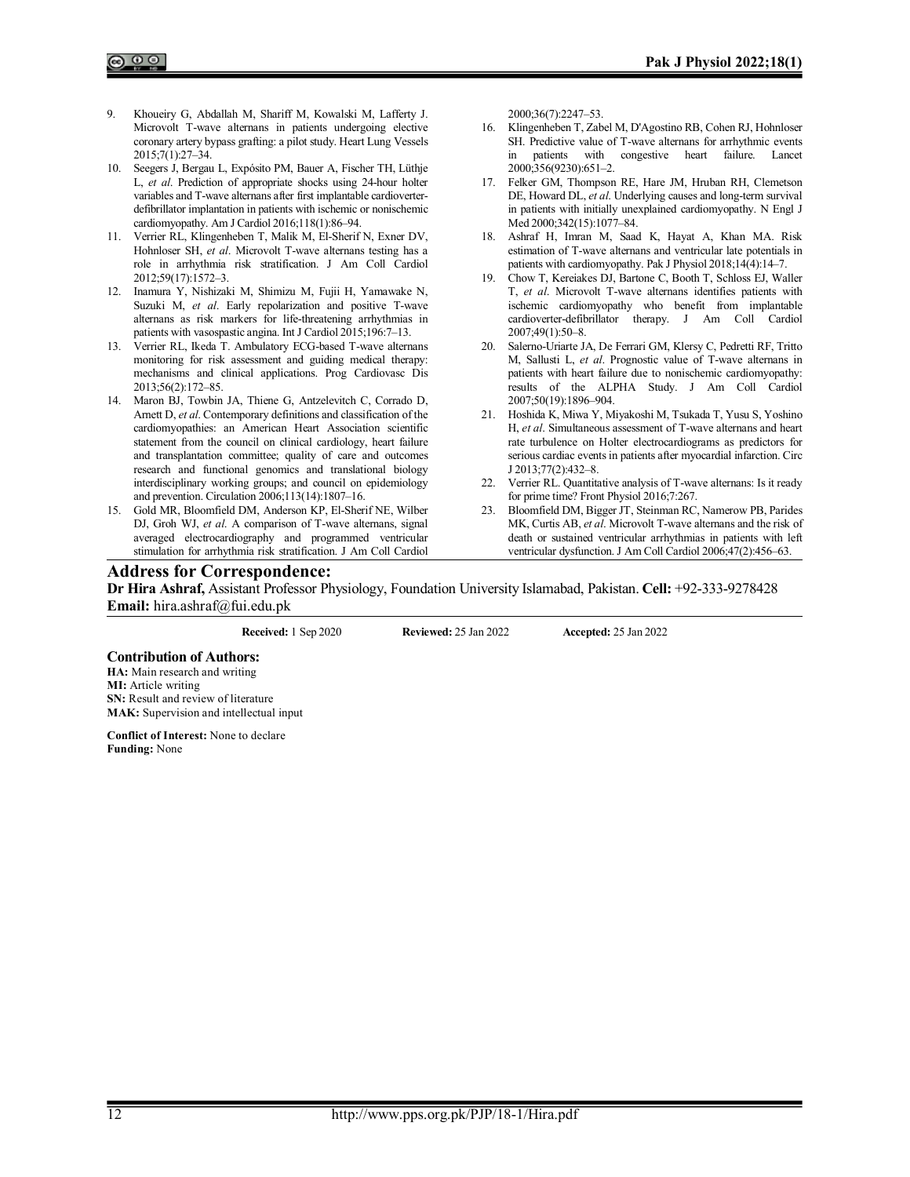9. Khoueiry G, Abdallah M, Shariff M, Kowalski M, Lafferty J. Microvolt T-wave alternans in patients undergoing elective coronary artery bypass grafting: a pilot study. Heart Lung Vessels 2015;7(1):27–34.
10. Seegers J, Bergau L, Expósito PM, Bauer A, Fischer TH, Lüthje L, *et al*. Prediction of appropriate shocks using 24-hour holter variables and T-wave alternans after first implantable cardioverter-defibrillator implantation in patients with ischemic or nonischemic cardiomyopathy. Am J Cardiol 2016;118(1):86–94.
11. Verrier RL, Klingenheben T, Malik M, El-Sherif N, Exner DV, Hohnloser SH, *et al*. Microvolt T-wave alternans testing has a role in arrhythmia risk stratification. J Am Coll Cardiol 2012;59(17):1572–3.
12. Inamura Y, Nishizaki M, Shimizu M, Fujii H, Yamawake N, Suzuki M, *et al*. Early repolarization and positive T-wave alternans as risk markers for life-threatening arrhythmias in patients with vasospastic angina. Int J Cardiol 2015;196:7–13.
13. Verrier RL, Ikeda T. Ambulatory ECG-based T-wave alternans monitoring for risk assessment and guiding medical therapy: mechanisms and clinical applications. Prog Cardiovasc Dis 2013;56(2):172–85.
14. Maron BJ, Towbin JA, Thiene G, Antzelevitch C, Corrado D, Arnett D, *et al*. Contemporary definitions and classification of the cardiomyopathies: an American Heart Association scientific statement from the council on clinical cardiology, heart failure and transplantation committee; quality of care and outcomes research and functional genomics and translational biology interdisciplinary working groups; and council on epidemiology and prevention. Circulation 2006;113(14):1807–16.
15. Gold MR, Bloomfield DM, Anderson KP, El-Sherif NE, Wilber DJ, Groh WJ, *et al*. A comparison of T-wave alternans, signal averaged electrocardiography and programmed ventricular stimulation for arrhythmia risk stratification. J Am Coll Cardiol 2000;36(7):2247–53.
16. Klingenheben T, Zabel M, D'Agostino RB, Cohen RJ, Hohnloser SH. Predictive value of T-wave alternans for arrhythmic events in patients with congestive heart failure. Lancet 2000;356(9230):651–2.
17. Felker GM, Thompson RE, Hare JM, Hruban RH, Clemetson DE, Howard DL, *et al*. Underlying causes and long-term survival in patients with initially unexplained cardiomyopathy. N Engl J Med 2000;342(15):1077–84.
18. Ashraf H, Imran M, Saad K, Hayat A, Khan MA. Risk estimation of T-wave alternans and ventricular late potentials in patients with cardiomyopathy. Pak J Physiol 2018;14(4):14–7.
19. Chow T, Kereiakes DJ, Bartone C, Booth T, Schloss EJ, Waller T, *et al*. Microvolt T-wave alternans identifies patients with ischemic cardiomyopathy who benefit from implantable cardioverter-defibrillator therapy. J Am Coll Cardiol 2007;49(1):50–8.
20. Salerno-Uriarte JA, De Ferrari GM, Klersy C, Pedretti RF, Tritto M, Sallusti L, *et al*. Prognostic value of T-wave alternans in patients with heart failure due to nonischemic cardiomyopathy: results of the ALPHA Study. J Am Coll Cardiol 2007;50(19):1896–904.
21. Hoshida K, Miwa Y, Miyakoshi M, Tsukada T, Yusu S, Yoshino H, *et al*. Simultaneous assessment of T-wave alternans and heart rate turbulence on Holter electrocardiograms as predictors for serious cardiac events in patients after myocardial infarction. Circ J 2013;77(2):432–8.
22. Verrier RL. Quantitative analysis of T-wave alternans: Is it ready for prime time? Front Physiol 2016;7:267.
23. Bloomfield DM, Bigger JT, Steinman RC, Namerow PB, Parides MK, Curtis AB, *et al*. Microvolt T-wave alternans and the risk of death or sustained ventricular arrhythmias in patients with left ventricular dysfunction. J Am Coll Cardiol 2006;47(2):456–63.

## Address for Correspondence:

**Dr Hira Ashraf,** Assistant Professor Physiology, Foundation University Islamabad, Pakistan. **Cell:** +92-333-9278428
**Email:** hira.ashraf@fui.edu.pk

**Received:** 1 Sep 2020 **Reviewed:** 25 Jan 2022 **Accepted:** 25 Jan 2022

### Contribution of Authors:

**HA:** Main research and writing
**MI:** Article writing
**SN:** Result and review of literature
**MAK:** Supervision and intellectual input

**Conflict of Interest:** None to declare
**Funding:** None